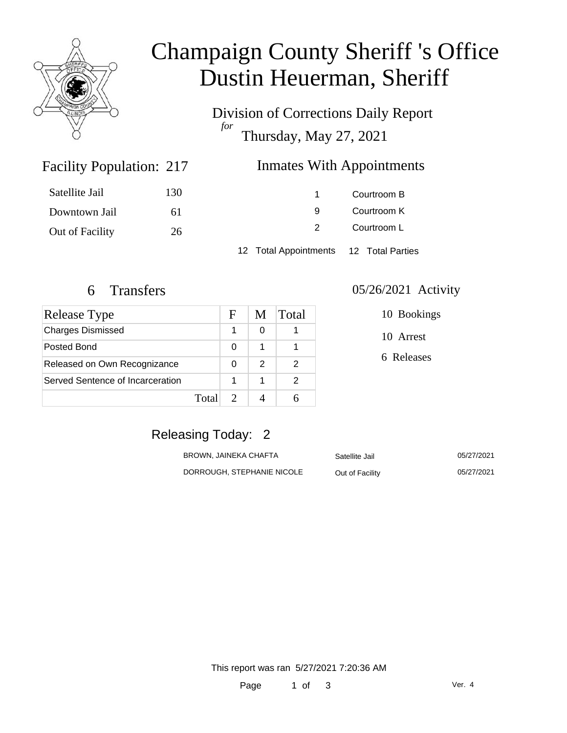# Champaign County Sheriff 's Office
# Dustin Heuerman, Sheriff

## Division of Corrections Daily Report
*for*
## Thursday, May 27, 2021

### Facility Population: 217

| | |
|---|---|
| Satellite Jail | 130 |
| Downtown Jail | 61 |
| Out of Facility | 26 |

### Inmates With Appointments

| | |
|---|---|
| 1 | Courtroom B |
| 9 | Courtroom K |
| 2 | Courtroom L |

12 Total Appointments    12 Total Parties

### 6 Transfers

| Release Type | F | M | Total |
|---|---|---|---|
| Charges Dismissed | 1 | 0 | 1 |
| Posted Bond | 0 | 1 | 1 |
| Released on Own Recognizance | 0 | 2 | 2 |
| Served Sentence of Incarceration | 1 | 1 | 2 |
| Total | 2 | 4 | 6 |

### 05/26/2021 Activity

10 Bookings

10 Arrest

6 Releases

### Releasing Today: 2

| | | |
|---|---|---|
| BROWN, JAINEKA CHAFTA | Satellite Jail | 05/27/2021 |
| DORROUGH, STEPHANIE NICOLE | Out of Facility | 05/27/2021 |

This report was ran 5/27/2021 7:20:36 AM

Ver. 4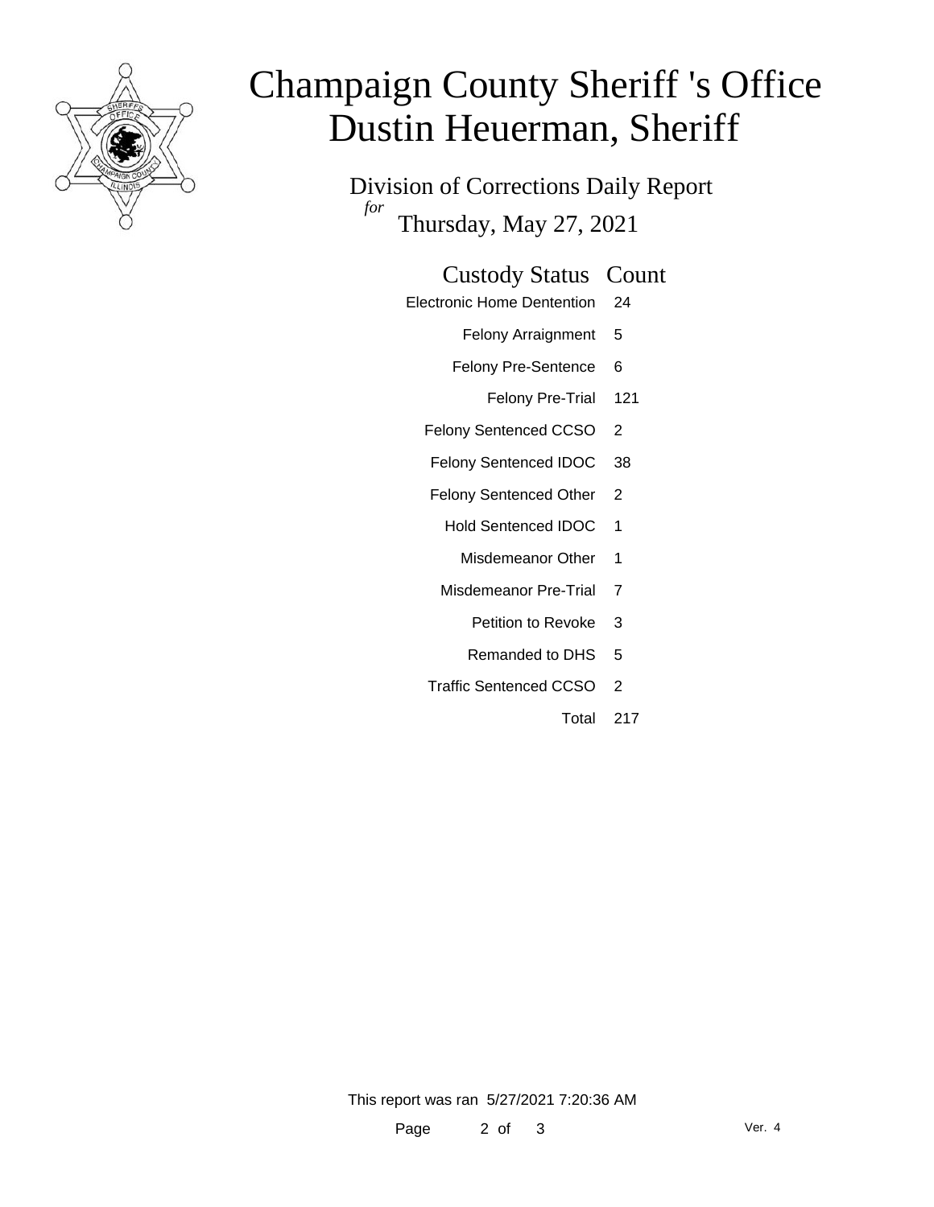# Champaign County Sheriff 's Office
# Dustin Heuerman, Sheriff

Division of Corrections Daily Report
*for*
Thursday, May 27, 2021

| Custody Status | Count |
|---|---|
| Electronic Home Dentention | 24 |
| Felony Arraignment | 5 |
| Felony Pre-Sentence | 6 |
| Felony Pre-Trial | 121 |
| Felony Sentenced CCSO | 2 |
| Felony Sentenced IDOC | 38 |
| Felony Sentenced Other | 2 |
| Hold Sentenced IDOC | 1 |
| Misdemeanor Other | 1 |
| Misdemeanor Pre-Trial | 7 |
| Petition to Revoke | 3 |
| Remanded to DHS | 5 |
| Traffic Sentenced CCSO | 2 |
| Total | 217 |

This report was ran 5/27/2021 7:20:36 AM

Ver. 4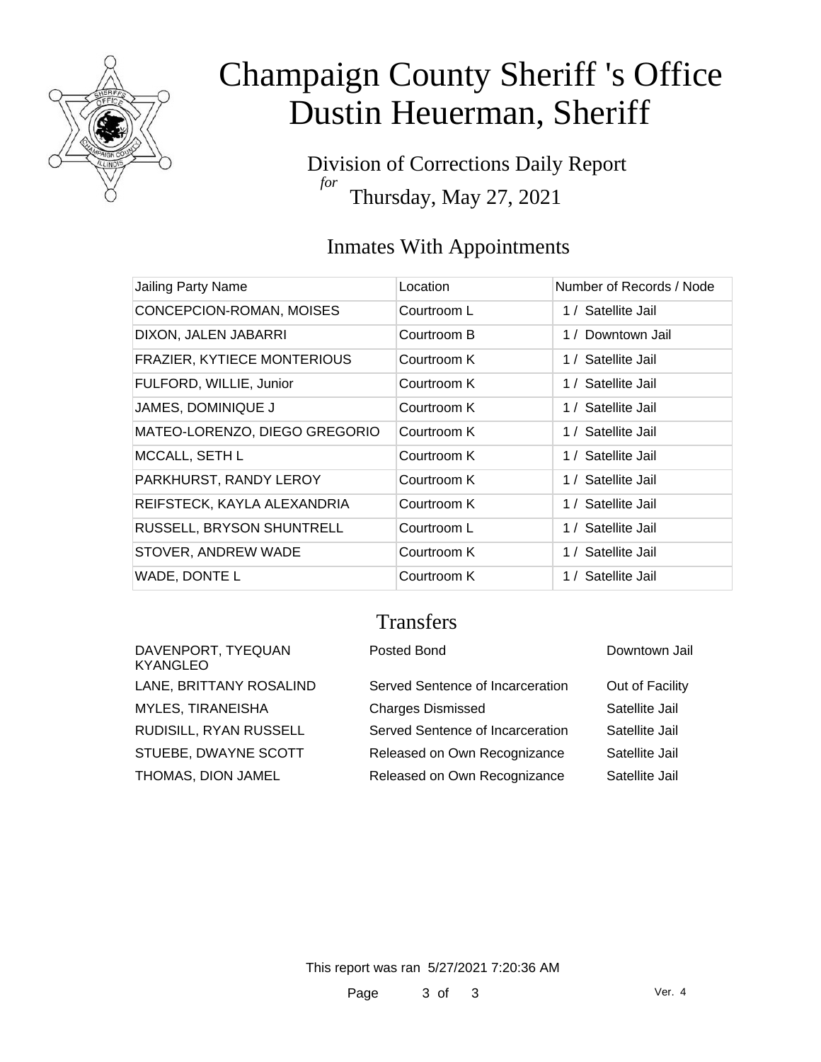# Champaign County Sheriff 's Office
# Dustin Heuerman, Sheriff

Division of Corrections Daily Report
*for*
Thursday, May 27, 2021

## Inmates With Appointments

| Jailing Party Name | Location | Number of Records / Node |
|---|---|---|
| CONCEPCION-ROMAN, MOISES | Courtroom L | 1 / Satellite Jail |
| DIXON, JALEN JABARRI | Courtroom B | 1 / Downtown Jail |
| FRAZIER, KYTIECE MONTERIOUS | Courtroom K | 1 / Satellite Jail |
| FULFORD, WILLIE, Junior | Courtroom K | 1 / Satellite Jail |
| JAMES, DOMINIQUE J | Courtroom K | 1 / Satellite Jail |
| MATEO-LORENZO, DIEGO GREGORIO | Courtroom K | 1 / Satellite Jail |
| MCCALL, SETH L | Courtroom K | 1 / Satellite Jail |
| PARKHURST, RANDY LEROY | Courtroom K | 1 / Satellite Jail |
| REIFSTECK, KAYLA ALEXANDRIA | Courtroom K | 1 / Satellite Jail |
| RUSSELL, BRYSON SHUNTRELL | Courtroom L | 1 / Satellite Jail |
| STOVER, ANDREW WADE | Courtroom K | 1 / Satellite Jail |
| WADE, DONTE L | Courtroom K | 1 / Satellite Jail |

## Transfers

| | | |
|---|---|---|
| DAVENPORT, TYEQUAN KYANGLEO | Posted Bond | Downtown Jail |
| LANE, BRITTANY ROSALIND | Served Sentence of Incarceration | Out of Facility |
| MYLES, TIRANEISHA | Charges Dismissed | Satellite Jail |
| RUDISILL, RYAN RUSSELL | Served Sentence of Incarceration | Satellite Jail |
| STUEBE, DWAYNE SCOTT | Released on Own Recognizance | Satellite Jail |
| THOMAS, DION JAMEL | Released on Own Recognizance | Satellite Jail |

This report was ran 5/27/2021 7:20:36 AM

Ver. 4